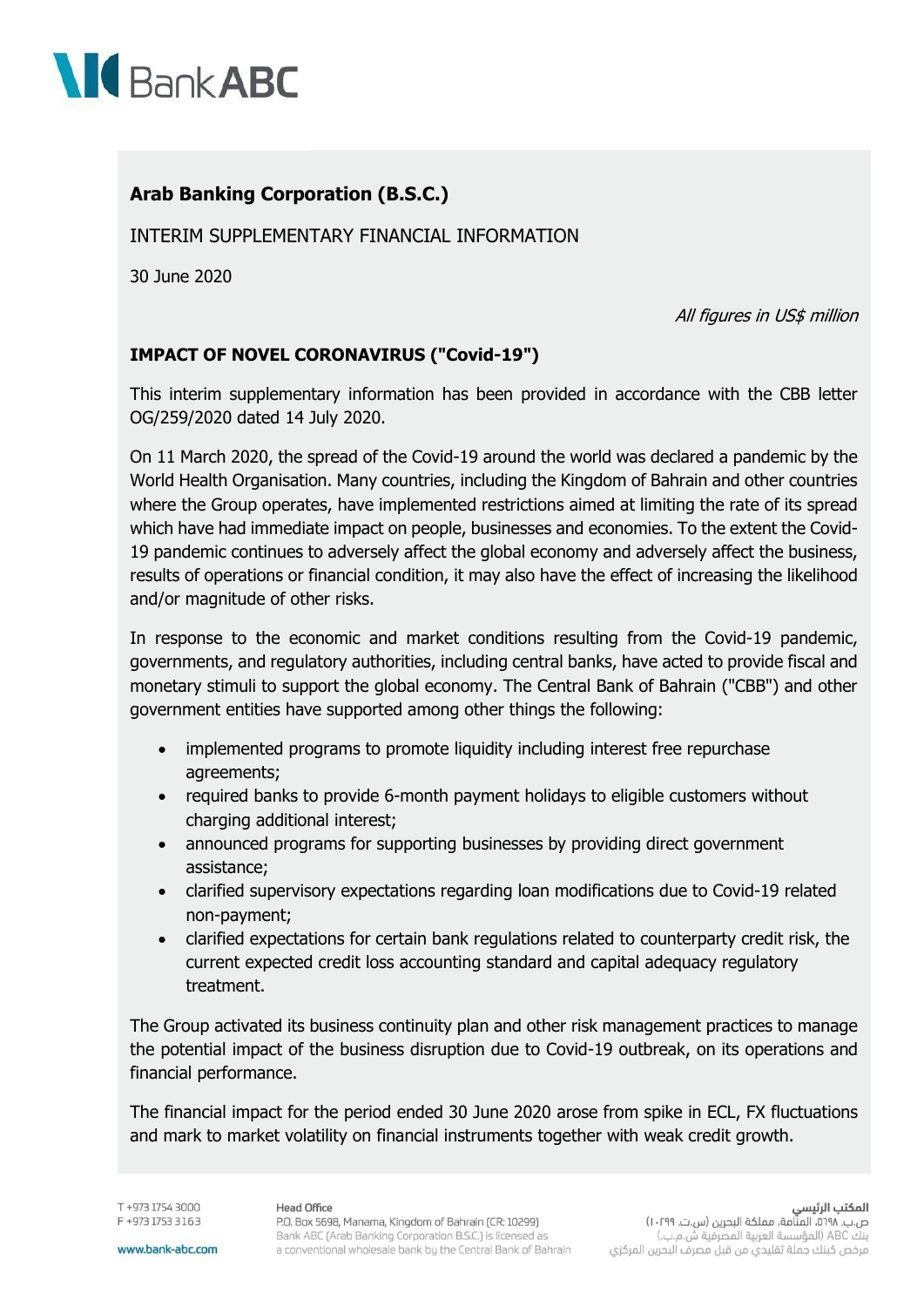**Arab Banking Corporation (B.S.C.)**

INTERIM SUPPLEMENTARY FINANCIAL INFORMATION

30 June 2020

*All figures in US$ million*

**IMPACT OF NOVEL CORONAVIRUS ("Covid-19")**

This interim supplementary information has been provided in accordance with the CBB letter OG/259/2020 dated 14 July 2020.

On 11 March 2020, the spread of the Covid-19 around the world was declared a pandemic by the World Health Organisation. Many countries, including the Kingdom of Bahrain and other countries where the Group operates, have implemented restrictions aimed at limiting the rate of its spread which have had immediate impact on people, businesses and economies. To the extent the Covid-19 pandemic continues to adversely affect the global economy and adversely affect the business, results of operations or financial condition, it may also have the effect of increasing the likelihood and/or magnitude of other risks.

In response to the economic and market conditions resulting from the Covid-19 pandemic, governments, and regulatory authorities, including central banks, have acted to provide fiscal and monetary stimuli to support the global economy. The Central Bank of Bahrain ("CBB") and other government entities have supported among other things the following:

- implemented programs to promote liquidity including interest free repurchase agreements;
- required banks to provide 6-month payment holidays to eligible customers without charging additional interest;
- announced programs for supporting businesses by providing direct government assistance;
- clarified supervisory expectations regarding loan modifications due to Covid-19 related non-payment;
- clarified expectations for certain bank regulations related to counterparty credit risk, the current expected credit loss accounting standard and capital adequacy regulatory treatment.

The Group activated its business continuity plan and other risk management practices to manage the potential impact of the business disruption due to Covid-19 outbreak, on its operations and financial performance.

The financial impact for the period ended 30 June 2020 arose from spike in ECL, FX fluctuations and mark to market volatility on financial instruments together with weak credit growth.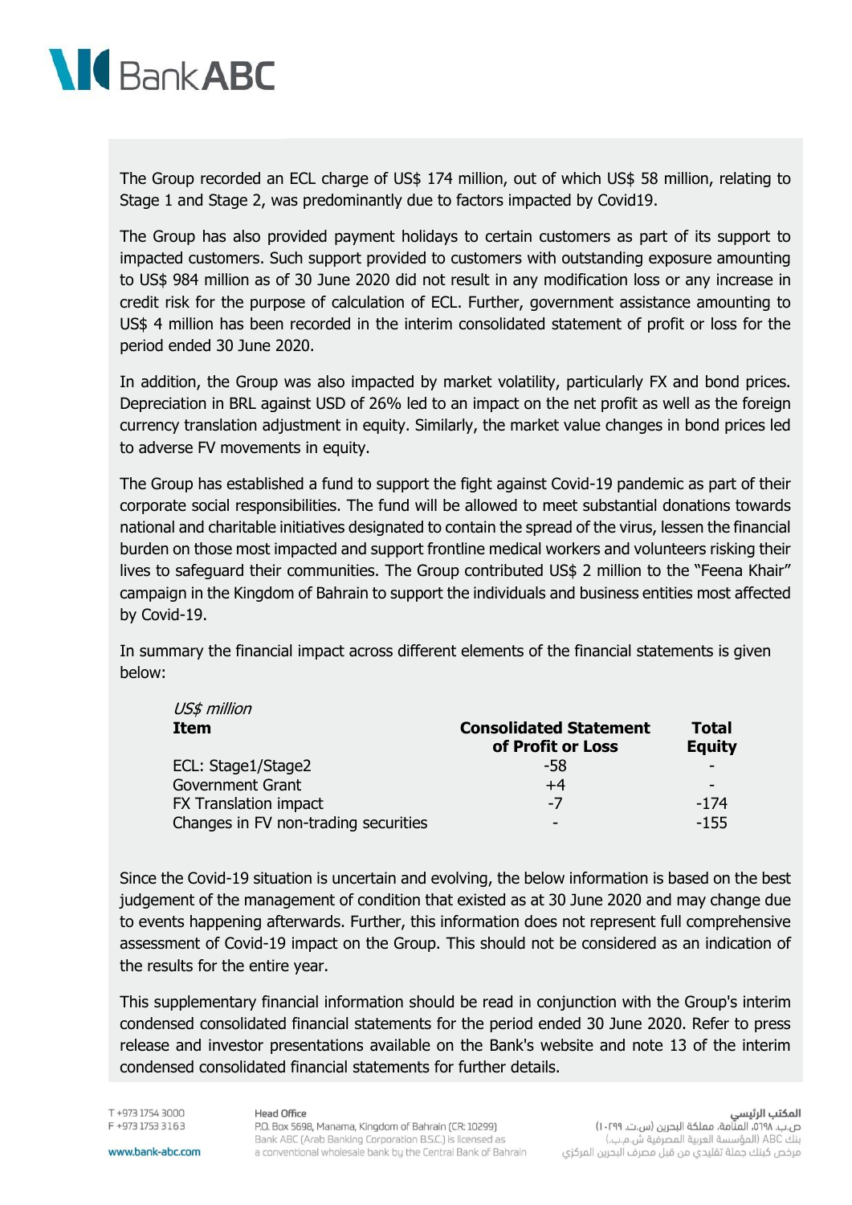The Group recorded an ECL charge of US$ 174 million, out of which US$ 58 million, relating to Stage 1 and Stage 2, was predominantly due to factors impacted by Covid19.

The Group has also provided payment holidays to certain customers as part of its support to impacted customers. Such support provided to customers with outstanding exposure amounting to US$ 984 million as of 30 June 2020 did not result in any modification loss or any increase in credit risk for the purpose of calculation of ECL. Further, government assistance amounting to US$ 4 million has been recorded in the interim consolidated statement of profit or loss for the period ended 30 June 2020.

In addition, the Group was also impacted by market volatility, particularly FX and bond prices. Depreciation in BRL against USD of 26% led to an impact on the net profit as well as the foreign currency translation adjustment in equity. Similarly, the market value changes in bond prices led to adverse FV movements in equity.

The Group has established a fund to support the fight against Covid-19 pandemic as part of their corporate social responsibilities. The fund will be allowed to meet substantial donations towards national and charitable initiatives designated to contain the spread of the virus, lessen the financial burden on those most impacted and support frontline medical workers and volunteers risking their lives to safeguard their communities. The Group contributed US$ 2 million to the "Feena Khair" campaign in the Kingdom of Bahrain to support the individuals and business entities most affected by Covid-19.

In summary the financial impact across different elements of the financial statements is given below:

*US$ million*

| Item | Consolidated Statement of Profit or Loss | Total Equity |
|---|---|---|
| ECL: Stage1/Stage2 | -58 | - |
| Government Grant | +4 | - |
| FX Translation impact | -7 | -174 |
| Changes in FV non-trading securities | - | -155 |

Since the Covid-19 situation is uncertain and evolving, the below information is based on the best judgement of the management of condition that existed as at 30 June 2020 and may change due to events happening afterwards. Further, this information does not represent full comprehensive assessment of Covid-19 impact on the Group. This should not be considered as an indication of the results for the entire year.

This supplementary financial information should be read in conjunction with the Group's interim condensed consolidated financial statements for the period ended 30 June 2020. Refer to press release and investor presentations available on the Bank's website and note 13 of the interim condensed consolidated financial statements for further details.